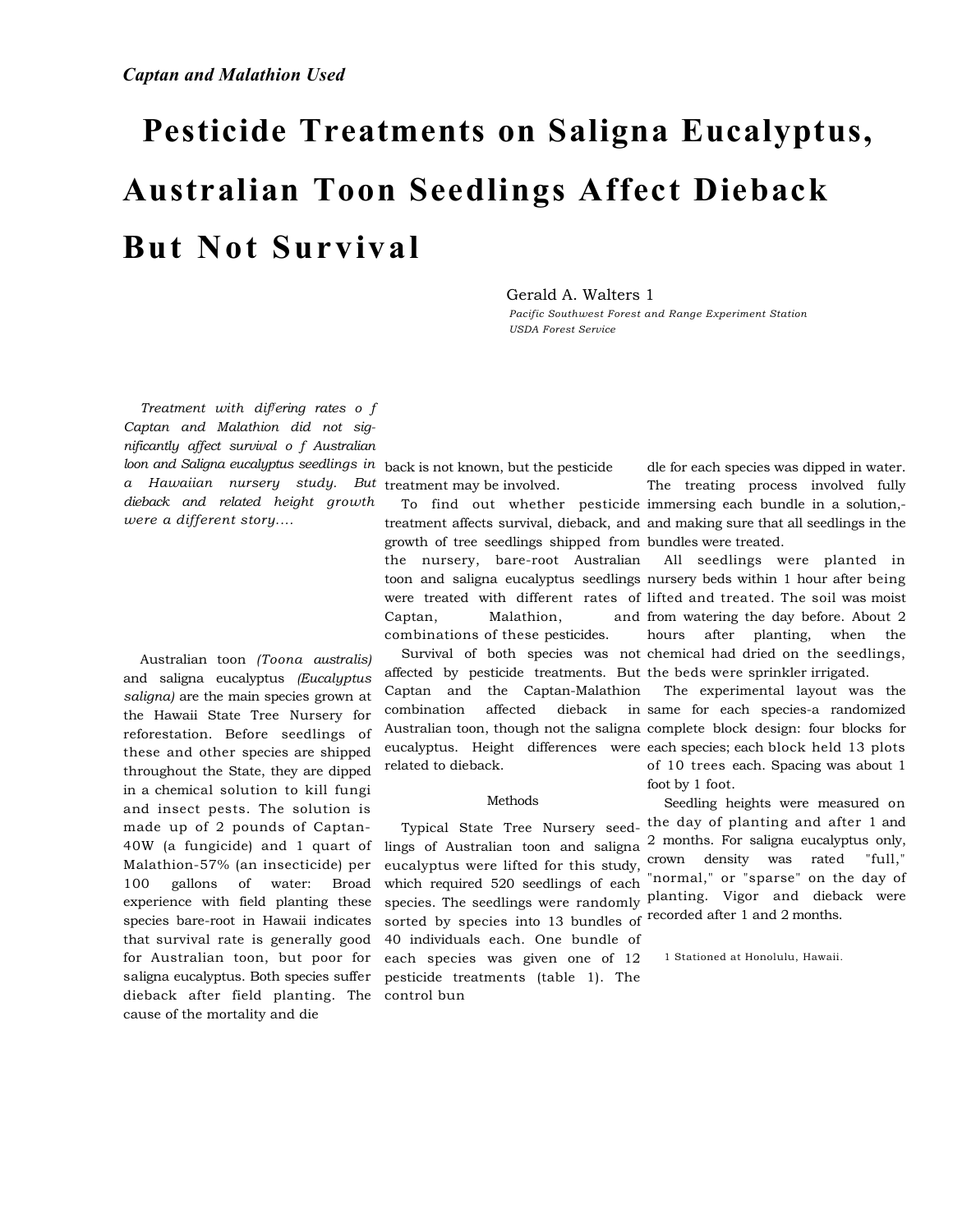*Captan and Malathion Used*

# Pesticide Treatments on Saligna Eucalyptus, Australian Toon Seedlings Affect Dieback But Not Survival

Gerald A. Walters [1]

*Pacific Southwest Forest and Range Experiment Station*
*USDA Forest Service*

*Treatment with differing rates of Captan and Malathion did not significantly affect survival of Australian loon and Saligna eucalyptus seedlings in a Hawaiian nursery study. But dieback and related height growth were a different story....*

Australian toon *(Toona australis)* and saligna eucalyptus *(Eucalyptus saligna)* are the main species grown at the Hawaii State Tree Nursery for reforestation. Before seedlings of these and other species are shipped throughout the State, they are dipped in a chemical solution to kill fungi and insect pests. The solution is made up of 2 pounds of Captan-40W (a fungicide) and 1 quart of Malathion-57% (an insecticide) per 100 gallons of water: Broad experience with field planting these species bare-root in Hawaii indicates that survival rate is generally good for Australian toon, but poor for saligna eucalyptus. Both species suffer dieback after field planting. The cause of the mortality and dieback is not known, but the pesticide treatment may be involved.

To find out whether pesticide treatment affects survival, dieback, and growth of tree seedlings shipped from the nursery, bare-root Australian toon and saligna eucalyptus seedlings were treated with different rates of Captan, Malathion, and combinations of these pesticides.

Survival of both species was not affected by pesticide treatments. But Captan and the Captan-Malathion combination affected dieback in Australian toon, though not the saligna eucalyptus. Height differences were related to dieback.

## Methods

Typical State Tree Nursery seedlings of Australian toon and saligna eucalyptus were lifted for this study, which required 520 seedlings of each species. The seedlings were randomly sorted by species into 13 bundles of 40 individuals each. One bundle of each species was given one of 12 pesticide treatments (table 1). The control bundle for each species was dipped in water. The treating process involved fully immersing each bundle in a solution,- and making sure that all seedlings in the bundles were treated.

All seedlings were planted in nursery beds within 1 hour after being lifted and treated. The soil was moist from watering the day before. About 2 hours after planting, when the chemical had dried on the seedlings, the beds were sprinkler irrigated.

The experimental layout was the same for each species-a randomized complete block design: four blocks for each species; each block held 13 plots of 10 trees each. Spacing was about 1 foot by 1 foot.

Seedling heights were measured on the day of planting and after 1 and 2 months. For saligna eucalyptus only, crown density was rated "full," "normal," or "sparse" on the day of planting. Vigor and dieback were recorded after 1 and 2 months.

[1] Stationed at Honolulu, Hawaii.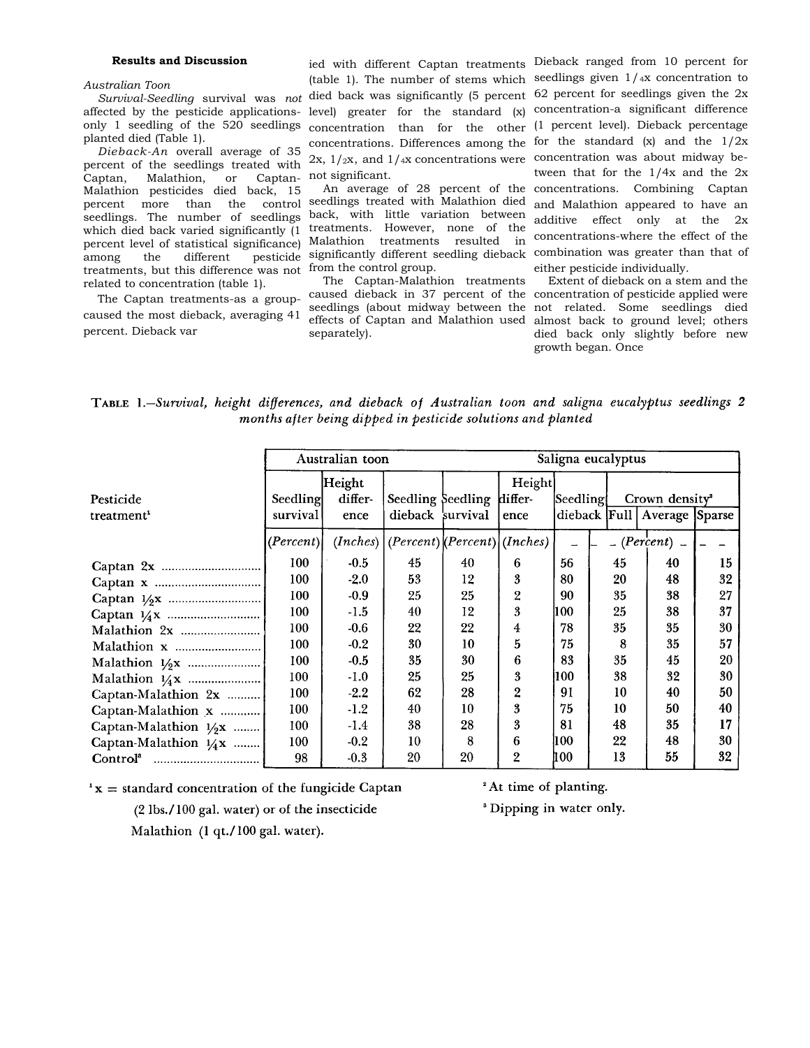## Results and Discussion

*Australian Toon*

*Survival*-Seedling survival was *not* affected by the pesticide applications-only 1 seedling of the 520 seedlings planted died (Table 1).

*Dieback*-An overall average of 35 percent of the seedlings treated with Captan, Malathion, or Captan-Malathion pesticides died back, 15 percent more than the control seedlings. The number of seedlings which died back varied significantly (1 percent level of statistical significance) among the different pesticide treatments, but this difference was not related to concentration (table 1).

The Captan treatments-as a group-caused the most dieback, averaging 41 percent. Dieback varied with different Captan treatments (table 1). The number of stems which died back was significantly (5 percent level) greater for the standard (x) concentration than for the other concentrations. Differences among the 2x, 1/2x, and 1/4x concentrations were not significant.

An average of 28 percent of the seedlings treated with Malathion died back, with little variation between treatments. However, none of the Malathion treatments resulted in significantly different seedling dieback from the control group.

The Captan-Malathion treatments caused dieback in 37 percent of the seedlings (about midway between the effects of Captan and Malathion used separately). Dieback ranged from 10 percent for seedlings given 1/4x concentration to 62 percent for seedlings given the 2x concentration-a significant difference (1 percent level). Dieback percentage for the standard (x) and the 1/2x concentration was about midway between that for the 1/4x and the 2x concentrations. Combining Captan and Malathion appeared to have an additive effect only at the 2x concentrations-where the effect of the combination was greater than that of either pesticide individually.

Extent of dieback on a stem and the concentration of pesticide applied were not related. Some seedlings died almost back to ground level; others died back only slightly before new growth began. Once

TABLE 1.—*Survival, height differences, and dieback of Australian toon and saligna eucalyptus seedlings 2 months after being dipped in pesticide solutions and planted*

| Pesticide treatment[1] | Australian toon | | | Saligna eucalyptus | | | | | |
|---|---|---|---|---|---|---|---|---|---|
| | Seedling survival | Height differ-ence | Seedling dieback | Seedling survival | Height differ-ence | Seedling dieback | Crown density[2] | | |
| | | | | | | | Full | Average | Sparse |
| | *(Percent)* | *(Inches)* | *(Percent)* | *(Percent)* | *(Inches)* | | *(Percent)* | | |
| Captan 2x | 100 | -0.5 | 45 | 40 | 6 | 56 | 45 | 40 | 15 |
| Captan x | 100 | -2.0 | 53 | 12 | 3 | 80 | 20 | 48 | 32 |
| Captan 1/2x | 100 | -0.9 | 25 | 25 | 2 | 90 | 35 | 38 | 27 |
| Captan 1/4x | 100 | -1.5 | 40 | 12 | 3 | 100 | 25 | 38 | 37 |
| Malathion 2x | 100 | -0.6 | 22 | 22 | 4 | 78 | 35 | 35 | 30 |
| Malathion x | 100 | -0.2 | 30 | 10 | 5 | 75 | 8 | 35 | 57 |
| Malathion 1/2x | 100 | -0.5 | 35 | 30 | 6 | 83 | 35 | 45 | 20 |
| Malathion 1/4x | 100 | -1.0 | 25 | 25 | 3 | 100 | 38 | 32 | 30 |
| Captan-Malathion 2x | 100 | -2.2 | 62 | 28 | 2 | 91 | 10 | 40 | 50 |
| Captan-Malathion x | 100 | -1.2 | 40 | 10 | 3 | 75 | 10 | 50 | 40 |
| Captan-Malathion 1/2x | 100 | -1.4 | 38 | 28 | 3 | 81 | 48 | 35 | 17 |
| Captan-Malathion 1/4x | 100 | -0.2 | 10 | 8 | 6 | 100 | 22 | 48 | 30 |
| Control[3] | 98 | -0.3 | 20 | 20 | 2 | 100 | 13 | 55 | 32 |

[1] x = standard concentration of the fungicide Captan (2 lbs./100 gal. water) or of the insecticide Malathion (1 qt./100 gal. water).

[2] At time of planting.

[3] Dipping in water only.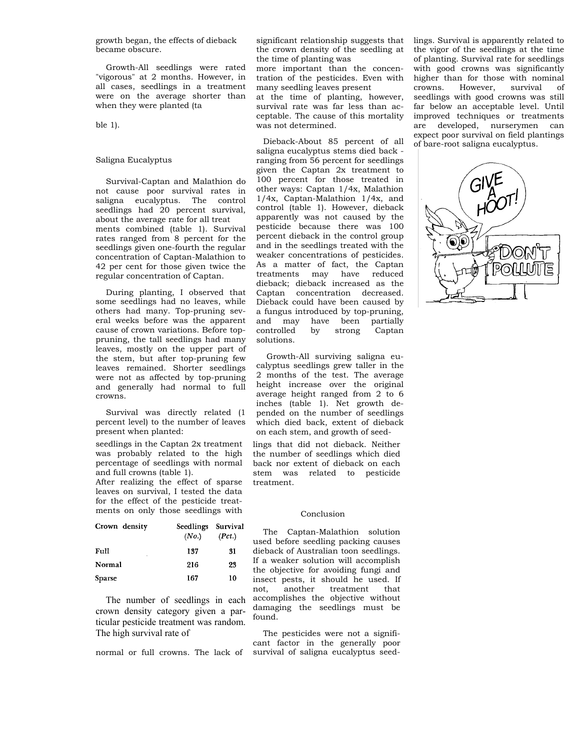growth began, the effects of dieback became obscure.

Growth-All seedlings were rated "vigorous" at 2 months. However, in all cases, seedlings in a treatment were on the average shorter than when they were planted (table 1).

## Saligna Eucalyptus

Survival-Captan and Malathion do not cause poor survival rates in saligna eucalyptus. The control seedlings had 20 percent survival, about the average rate for all treatments combined (table 1). Survival rates ranged from 8 percent for the seedlings given one-fourth the regular concentration of Captan-Malathion to 42 per cent for those given twice the regular concentration of Captan.

During planting, I observed that some seedlings had no leaves, while others had many. Top-pruning several weeks before was the apparent cause of crown variations. Before top-pruning, the tall seedlings had many leaves, mostly on the upper part of the stem, but after top-pruning few leaves remained. Shorter seedlings were not as affected by top-pruning and generally had normal to full crowns.

Survival was directly related (1 percent level) to the number of leaves present when planted:

| Crown density | Seedlings (*No.*) | Survival (*Pct.*) |
|---|---|---|
| Full | 137 | 31 |
| Normal | 216 | 23 |
| Sparse | 167 | 10 |

The number of seedlings in each crown density category given a particular pesticide treatment was random. The high survival rate of seedlings in the Captan 2x treatment was probably related to the high percentage of seedlings with normal and full crowns (table 1).

After realizing the effect of sparse leaves on survival, I tested the data for the effect of the pesticide treatments on only those seedlings with normal or full crowns. The lack of significant relationship suggests that the crown density of the seedling at the time of planting was more important than the concentration of the pesticides. Even with many seedling leaves present at the time of planting, however, survival rate was far less than acceptable. The cause of this mortality was not determined.

Dieback-About 85 percent of all saligna eucalyptus stems died back - ranging from 56 percent for seedlings given the Captan 2x treatment to 100 percent for those treated in other ways: Captan 1/4x, Malathion 1/4x, Captan-Malathion 1/4x, and control (table 1). However, dieback apparently was not caused by the pesticide because there was 100 percent dieback in the control group and in the seedlings treated with the weaker concentrations of pesticides. As a matter of fact, the Captan treatments may have reduced dieback; dieback increased as the Captan concentration decreased. Dieback could have been caused by a fungus introduced by top-pruning, and may have been partially controlled by strong Captan solutions.

Growth-All surviving saligna eucalyptus seedlings grew taller in the 2 months of the test. The average height increase over the original average height ranged from 2 to 6 inches (table 1). Net growth depended on the number of seedlings which died back, extent of dieback on each stem, and growth of seedlings that did not dieback. Neither the number of seedlings which died back nor extent of dieback on each stem was related to pesticide treatment.

## Conclusion

The Captan-Malathion solution used before seedling packing causes dieback of Australian toon seedlings. If a weaker solution will accomplish the objective for avoiding fungi and insect pests, it should he used. If not, another treatment that accomplishes the objective without damaging the seedlings must be found.

The pesticides were not a significant factor in the generally poor survival of saligna eucalyptus seedlings. Survival is apparently related to the vigor of the seedlings at the time of planting. Survival rate for seedlings with good crowns was significantly higher than for those with nominal crowns. However, survival of seedlings with good crowns was still far below an acceptable level. Until improved techniques or treatments are developed, nurserymen can expect poor survival on field plantings of bare-root saligna eucalyptus.

GIVE A HOOT!

DON'T POLLUTE